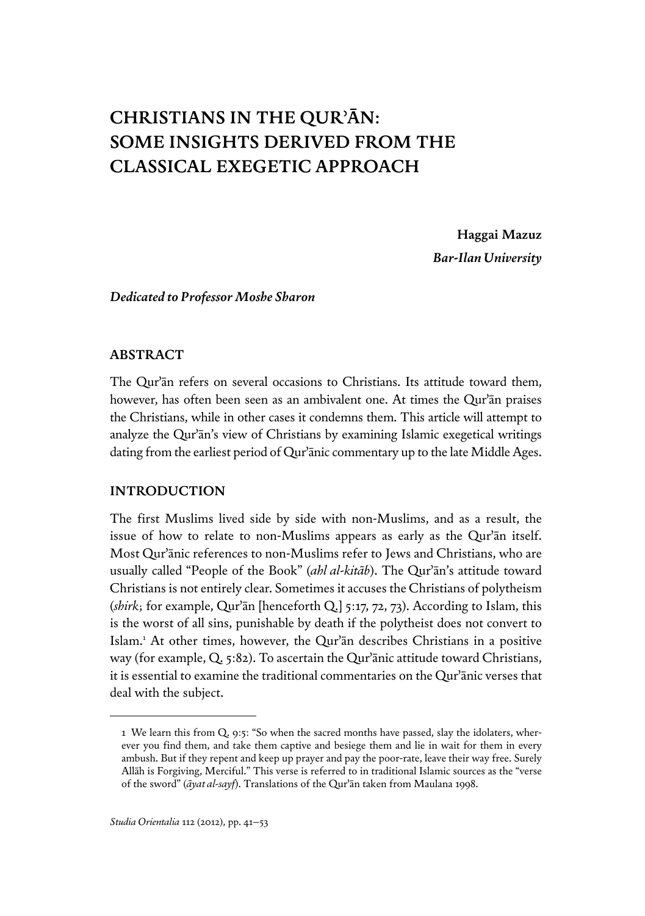# CHRISTIANS IN THE QURʾĀN: SOME INSIGHTS DERIVED FROM THE CLASSICAL EXEGETIC APPROACH

**Haggai Mazuz**
***Bar-Ilan University***

***Dedicated to Professor Moshe Sharon***

## ABSTRACT

The Qurʾān refers on several occasions to Christians. Its attitude toward them, however, has often been seen as an ambivalent one. At times the Qurʾān praises the Christians, while in other cases it condemns them. This article will attempt to analyze the Qurʾān's view of Christians by examining Islamic exegetical writings dating from the earliest period of Qurʾānic commentary up to the late Middle Ages.

## INTRODUCTION

The first Muslims lived side by side with non-Muslims, and as a result, the issue of how to relate to non-Muslims appears as early as the Qurʾān itself. Most Qurʾānic references to non-Muslims refer to Jews and Christians, who are usually called "People of the Book" (*ahl al-kitāb*). The Qurʾān's attitude toward Christians is not entirely clear. Sometimes it accuses the Christians of polytheism (*shirk*; for example, Qurʾān [henceforth Q.] 5:17, 72, 73). According to Islam, this is the worst of all sins, punishable by death if the polytheist does not convert to Islam.[1] At other times, however, the Qurʾān describes Christians in a positive way (for example, Q. 5:82). To ascertain the Qurʾānic attitude toward Christians, it is essential to examine the traditional commentaries on the Qurʾānic verses that deal with the subject.

---

1 We learn this from Q. 9:5: "So when the sacred months have passed, slay the idolaters, wherever you find them, and take them captive and besiege them and lie in wait for them in every ambush. But if they repent and keep up prayer and pay the poor-rate, leave their way free. Surely Allāh is Forgiving, Merciful." This verse is referred to in traditional Islamic sources as the "verse of the sword" (*āyat al-sayf*). Translations of the Qurʾān taken from Maulana 1998.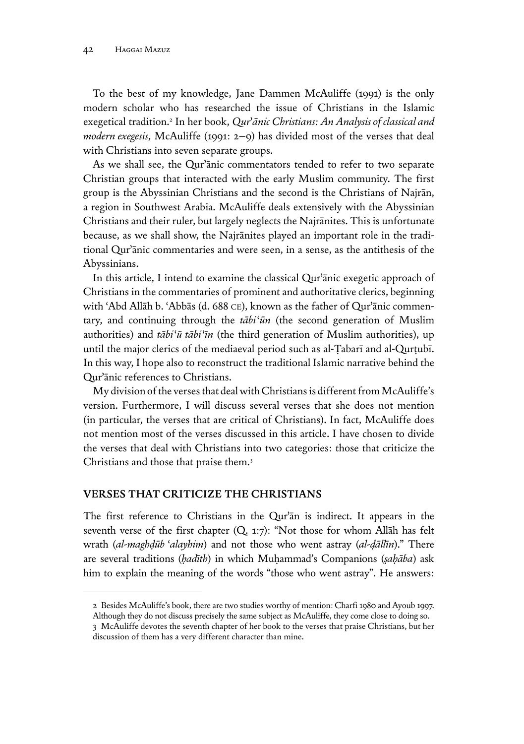To the best of my knowledge, Jane Dammen McAuliffe (1991) is the only modern scholar who has researched the issue of Christians in the Islamic exegetical tradition.[2] In her book, *Qur'ānic Christians: An Analysis of classical and modern exegesis*, McAuliffe (1991: 2–9) has divided most of the verses that deal with Christians into seven separate groups.

As we shall see, the Qur'ānic commentators tended to refer to two separate Christian groups that interacted with the early Muslim community. The first group is the Abyssinian Christians and the second is the Christians of Najrān, a region in Southwest Arabia. McAuliffe deals extensively with the Abyssinian Christians and their ruler, but largely neglects the Najrānites. This is unfortunate because, as we shall show, the Najrānites played an important role in the traditional Qur'ānic commentaries and were seen, in a sense, as the antithesis of the Abyssinians.

In this article, I intend to examine the classical Qur'ānic exegetic approach of Christians in the commentaries of prominent and authoritative clerics, beginning with 'Abd Allāh b. 'Abbās (d. 688 CE), known as the father of Qur'ānic commentary, and continuing through the *tābi'ūn* (the second generation of Muslim authorities) and *tābi'ū tābi'īn* (the third generation of Muslim authorities), up until the major clerics of the mediaeval period such as al-Ṭabarī and al-Qurṭubī. In this way, I hope also to reconstruct the traditional Islamic narrative behind the Qur'ānic references to Christians.

My division of the verses that deal with Christians is different from McAuliffe's version. Furthermore, I will discuss several verses that she does not mention (in particular, the verses that are critical of Christians). In fact, McAuliffe does not mention most of the verses discussed in this article. I have chosen to divide the verses that deal with Christians into two categories: those that criticize the Christians and those that praise them.[3]

## VERSES THAT CRITICIZE THE CHRISTIANS

The first reference to Christians in the Qur'ān is indirect. It appears in the seventh verse of the first chapter (Q. 1:7): "Not those for whom Allāh has felt wrath (*al-maghḍūb 'alayhim*) and not those who went astray (*al-ḍāllīn*)." There are several traditions (*ḥadīth*) in which Muḥammad's Companions (*ṣaḥāba*) ask him to explain the meaning of the words "those who went astray". He answers:

---

[2] Besides McAuliffe's book, there are two studies worthy of mention: Charfi 1980 and Ayoub 1997. Although they do not discuss precisely the same subject as McAuliffe, they come close to doing so.

[3] McAuliffe devotes the seventh chapter of her book to the verses that praise Christians, but her discussion of them has a very different character than mine.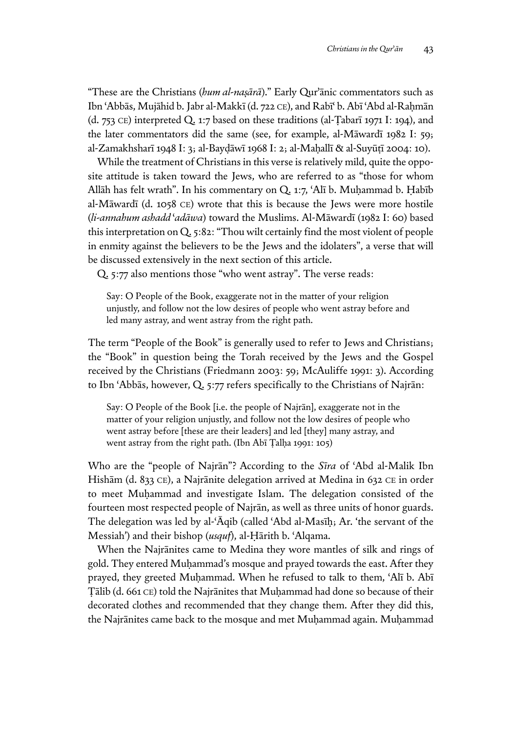"These are the Christians (*hum al-naṣārā*)." Early Qur'ānic commentators such as Ibn 'Abbās, Mujāhid b. Jabr al-Makkī (d. 722 CE), and Rabī' b. Abī 'Abd al-Raḥmān (d. 753 CE) interpreted Q. 1:7 based on these traditions (al-Ṭabarī 1971 I: 194), and the later commentators did the same (see, for example, al-Māwardī 1982 I: 59; al-Zamakhsharī 1948 I: 3; al-Bayḍāwī 1968 I: 2; al-Maḥallī & al-Suyūṭī 2004: 10).

While the treatment of Christians in this verse is relatively mild, quite the opposite attitude is taken toward the Jews, who are referred to as "those for whom Allāh has felt wrath". In his commentary on Q. 1:7, 'Alī b. Muḥammad b. Ḥabīb al-Māwardī (d. 1058 CE) wrote that this is because the Jews were more hostile (*li-annahum ashadd 'adāwa*) toward the Muslims. Al-Māwardī (1982 I: 60) based this interpretation on Q. 5:82: "Thou wilt certainly find the most violent of people in enmity against the believers to be the Jews and the idolaters", a verse that will be discussed extensively in the next section of this article.

Q. 5:77 also mentions those "who went astray". The verse reads:

> Say: O People of the Book, exaggerate not in the matter of your religion unjustly, and follow not the low desires of people who went astray before and led many astray, and went astray from the right path.

The term "People of the Book" is generally used to refer to Jews and Christians; the "Book" in question being the Torah received by the Jews and the Gospel received by the Christians (Friedmann 2003: 59; McAuliffe 1991: 3). According to Ibn 'Abbās, however, Q. 5:77 refers specifically to the Christians of Najrān:

> Say: O People of the Book [i.e. the people of Najrān], exaggerate not in the matter of your religion unjustly, and follow not the low desires of people who went astray before [these are their leaders] and led [they] many astray, and went astray from the right path. (Ibn Abī Ṭalḥa 1991: 105)

Who are the "people of Najrān"? According to the *Sīra* of 'Abd al-Malik Ibn Hishām (d. 833 CE), a Najrānite delegation arrived at Medina in 632 CE in order to meet Muḥammad and investigate Islam. The delegation consisted of the fourteen most respected people of Najrān, as well as three units of honor guards. The delegation was led by al-'Āqib (called 'Abd al-Masīḥ; Ar. 'the servant of the Messiah') and their bishop (*usquf*), al-Ḥārith b. 'Alqama.

When the Najrānites came to Medina they wore mantles of silk and rings of gold. They entered Muḥammad's mosque and prayed towards the east. After they prayed, they greeted Muḥammad. When he refused to talk to them, 'Alī b. Abī Ṭālib (d. 661 CE) told the Najrānites that Muḥammad had done so because of their decorated clothes and recommended that they change them. After they did this, the Najrānites came back to the mosque and met Muḥammad again. Muḥammad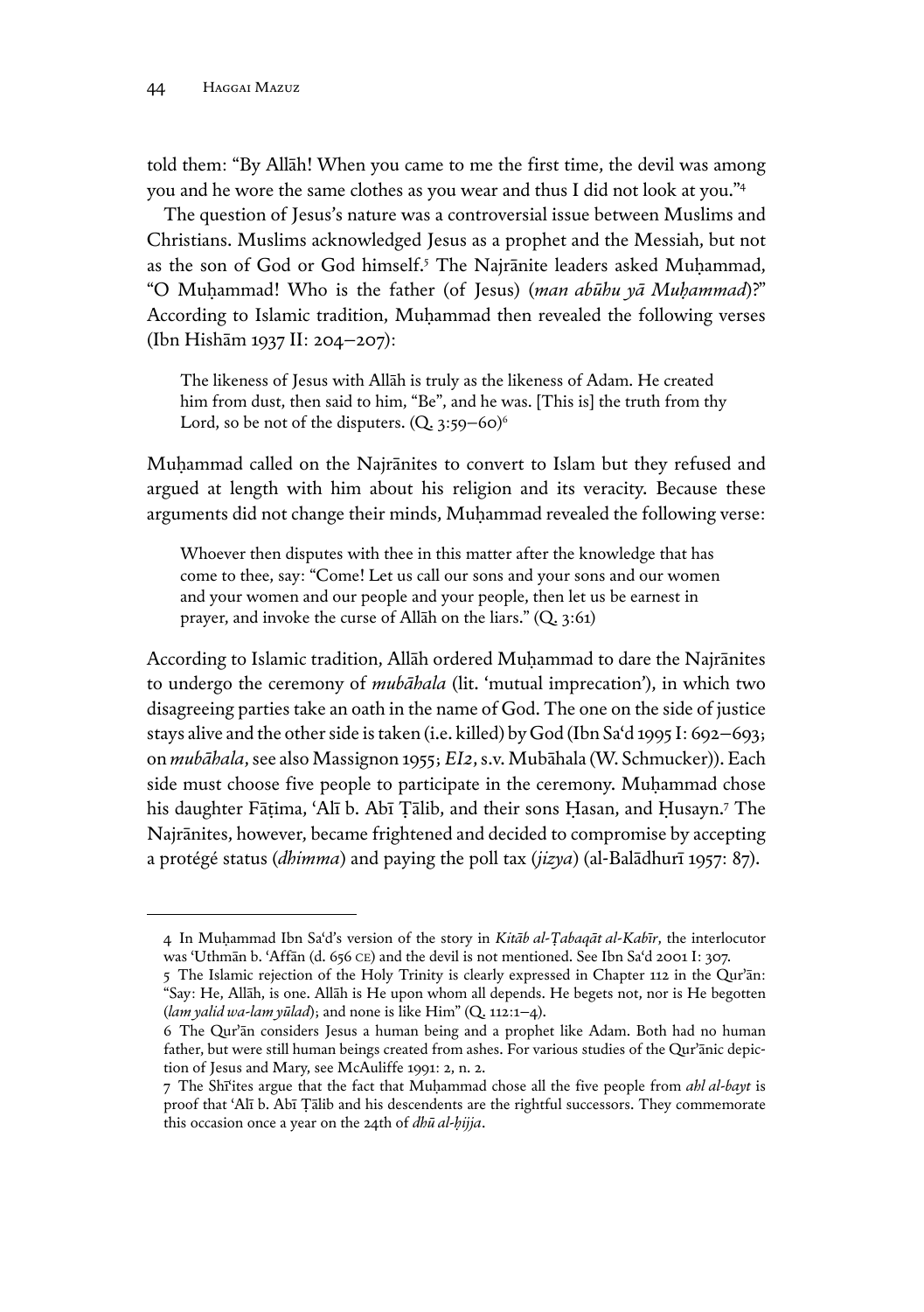told them: "By Allāh! When you came to me the first time, the devil was among you and he wore the same clothes as you wear and thus I did not look at you."[4]

The question of Jesus's nature was a controversial issue between Muslims and Christians. Muslims acknowledged Jesus as a prophet and the Messiah, but not as the son of God or God himself.[5] The Najrānite leaders asked Muḥammad, "O Muḥammad! Who is the father (of Jesus) (*man abūhu yā Muḥammad*)?" According to Islamic tradition, Muḥammad then revealed the following verses (Ibn Hishām 1937 II: 204–207):

> The likeness of Jesus with Allāh is truly as the likeness of Adam. He created him from dust, then said to him, "Be", and he was. [This is] the truth from thy Lord, so be not of the disputers. (Q. 3:59–60)[6]

Muḥammad called on the Najrānites to convert to Islam but they refused and argued at length with him about his religion and its veracity. Because these arguments did not change their minds, Muḥammad revealed the following verse:

> Whoever then disputes with thee in this matter after the knowledge that has come to thee, say: "Come! Let us call our sons and your sons and our women and your women and our people and your people, then let us be earnest in prayer, and invoke the curse of Allāh on the liars." (Q. 3:61)

According to Islamic tradition, Allāh ordered Muḥammad to dare the Najrānites to undergo the ceremony of *mubāhala* (lit. 'mutual imprecation'), in which two disagreeing parties take an oath in the name of God. The one on the side of justice stays alive and the other side is taken (i.e. killed) by God (Ibn Sa'd 1995 I: 692–693; on *mubāhala*, see also Massignon 1955; *EI2*, s.v. Mubāhala (W. Schmucker)). Each side must choose five people to participate in the ceremony. Muḥammad chose his daughter Fāṭima, 'Alī b. Abī Ṭālib, and their sons Ḥasan, and Ḥusayn.[7] The Najrānites, however, became frightened and decided to compromise by accepting a protégé status (*dhimma*) and paying the poll tax (*jizya*) (al-Balādhurī 1957: 87).

---

4 In Muḥammad Ibn Sa'd's version of the story in *Kitāb al-Ṭabaqāt al-Kabīr*, the interlocutor was 'Uthmān b. 'Affān (d. 656 CE) and the devil is not mentioned. See Ibn Sa'd 2001 I: 307.

5 The Islamic rejection of the Holy Trinity is clearly expressed in Chapter 112 in the Qur'ān: "Say: He, Allāh, is one. Allāh is He upon whom all depends. He begets not, nor is He begotten (*lam yalid wa-lam yūlad*); and none is like Him" (Q. 112:1–4).

6 The Qur'ān considers Jesus a human being and a prophet like Adam. Both had no human father, but were still human beings created from ashes. For various studies of the Qur'ānic depiction of Jesus and Mary, see McAuliffe 1991: 2, n. 2.

7 The Shī'ites argue that the fact that Muḥammad chose all the five people from *ahl al-bayt* is proof that 'Alī b. Abī Ṭālib and his descendents are the rightful successors. They commemorate this occasion once a year on the 24th of *dhū al-ḥijja*.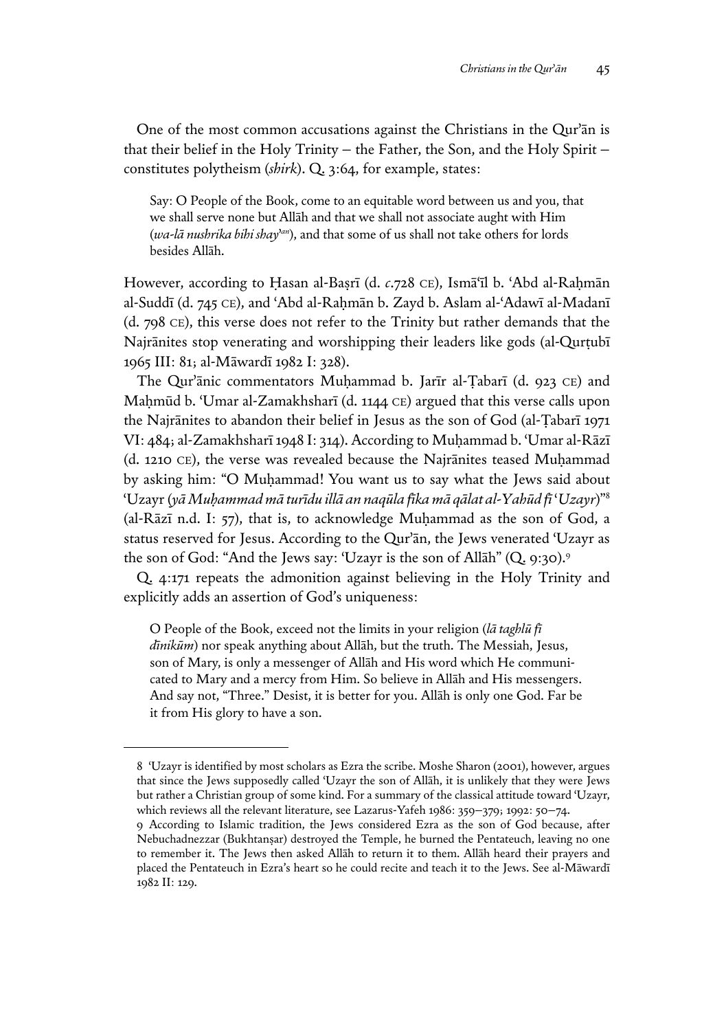One of the most common accusations against the Christians in the Qur'ān is that their belief in the Holy Trinity – the Father, the Son, and the Holy Spirit – constitutes polytheism (*shirk*). Q. 3:64, for example, states:

> Say: O People of the Book, come to an equitable word between us and you, that we shall serve none but Allāh and that we shall not associate aught with Him (*wa-lā nushrika bihi shay'an*), and that some of us shall not take others for lords besides Allāh.

However, according to Ḥasan al-Baṣrī (d. *c*.728 CE), Ismā'īl b. 'Abd al-Raḥmān al-Suddī (d. 745 CE), and 'Abd al-Raḥmān b. Zayd b. Aslam al-'Adawī al-Madanī (d. 798 CE), this verse does not refer to the Trinity but rather demands that the Najrānites stop venerating and worshipping their leaders like gods (al-Qurṭubī 1965 III: 81; al-Māwardī 1982 I: 328).

The Qur'ānic commentators Muḥammad b. Jarīr al-Ṭabarī (d. 923 CE) and Maḥmūd b. 'Umar al-Zamakhsharī (d. 1144 CE) argued that this verse calls upon the Najrānites to abandon their belief in Jesus as the son of God (al-Ṭabarī 1971 VI: 484; al-Zamakhsharī 1948 I: 314). According to Muḥammad b. 'Umar al-Rāzī (d. 1210 CE), the verse was revealed because the Najrānites teased Muḥammad by asking him: "O Muḥammad! You want us to say what the Jews said about 'Uzayr (*yā Muḥammad mā turīdu illā an naqūla fīka mā qālat al-Yahūd fī 'Uzayr*)"[8] (al-Rāzī n.d. I: 57), that is, to acknowledge Muḥammad as the son of God, a status reserved for Jesus. According to the Qur'ān, the Jews venerated 'Uzayr as the son of God: "And the Jews say: 'Uzayr is the son of Allāh" (Q. 9:30).[9]

Q. 4:171 repeats the admonition against believing in the Holy Trinity and explicitly adds an assertion of God's uniqueness:

> O People of the Book, exceed not the limits in your religion (*lā taghlū fī dīnikūm*) nor speak anything about Allāh, but the truth. The Messiah, Jesus, son of Mary, is only a messenger of Allāh and His word which He communicated to Mary and a mercy from Him. So believe in Allāh and His messengers. And say not, "Three." Desist, it is better for you. Allāh is only one God. Far be it from His glory to have a son.

---

8 'Uzayr is identified by most scholars as Ezra the scribe. Moshe Sharon (2001), however, argues that since the Jews supposedly called 'Uzayr the son of Allāh, it is unlikely that they were Jews but rather a Christian group of some kind. For a summary of the classical attitude toward 'Uzayr, which reviews all the relevant literature, see Lazarus-Yafeh 1986: 359–379; 1992: 50–74.

9 According to Islamic tradition, the Jews considered Ezra as the son of God because, after Nebuchadnezzar (Bukhtanṣar) destroyed the Temple, he burned the Pentateuch, leaving no one to remember it. The Jews then asked Allāh to return it to them. Allāh heard their prayers and placed the Pentateuch in Ezra's heart so he could recite and teach it to the Jews. See al-Māwardī 1982 II: 129.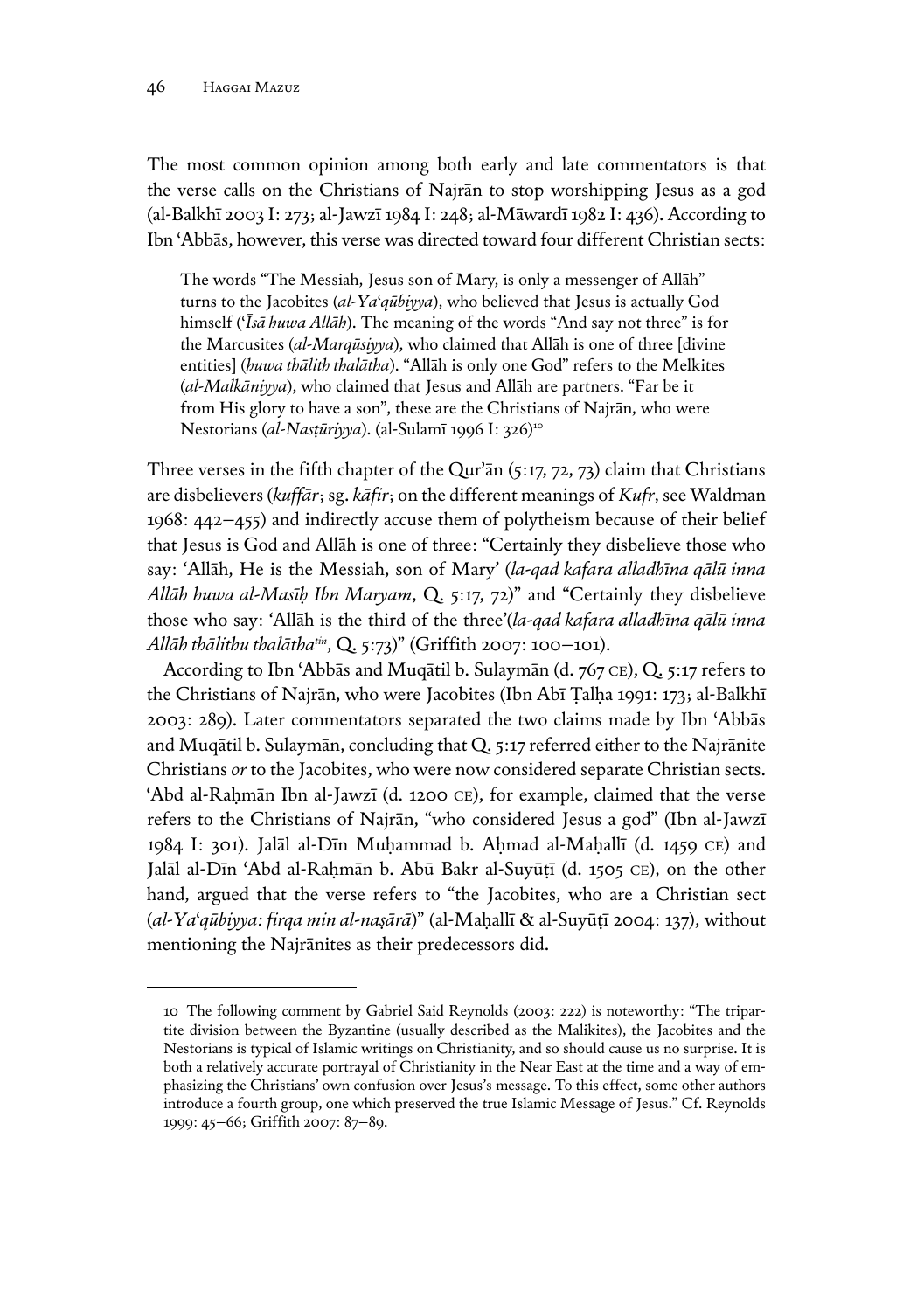The most common opinion among both early and late commentators is that the verse calls on the Christians of Najrān to stop worshipping Jesus as a god (al-Balkhī 2003 I: 273; al-Jawzī 1984 I: 248; al-Māwardī 1982 I: 436). According to Ibn ʿAbbās, however, this verse was directed toward four different Christian sects:

> The words "The Messiah, Jesus son of Mary, is only a messenger of Allāh" turns to the Jacobites (*al-Yaʿqūbiyya*), who believed that Jesus is actually God himself (*ʿĪsā huwa Allāh*). The meaning of the words "And say not three" is for the Marcusites (*al-Marqūsiyya*), who claimed that Allāh is one of three [divine entities] (*huwa thālith thalātha*). "Allāh is only one God" refers to the Melkites (*al-Malkāniyya*), who claimed that Jesus and Allāh are partners. "Far be it from His glory to have a son", these are the Christians of Najrān, who were Nestorians (*al-Nasṭūriyya*). (al-Sulamī 1996 I: 326)[10]

Three verses in the fifth chapter of the Qurʾān (5:17, 72, 73) claim that Christians are disbelievers (*kuffār*; sg. *kāfir*; on the different meanings of *Kufr*, see Waldman 1968: 442–455) and indirectly accuse them of polytheism because of their belief that Jesus is God and Allāh is one of three: "Certainly they disbelieve those who say: 'Allāh, He is the Messiah, son of Mary' (*la-qad kafara alladhīna qālū inna Allāh huwa al-Masīḥ Ibn Maryam*, Q. 5:17, 72)" and "Certainly they disbelieve those who say: 'Allāh is the third of the three'(*la-qad kafara alladhīna qālū inna Allāh thālithu thalātha[tin]*, Q. 5:73)" (Griffith 2007: 100–101).

According to Ibn ʿAbbās and Muqātil b. Sulaymān (d. 767 CE), Q. 5:17 refers to the Christians of Najrān, who were Jacobites (Ibn Abī Ṭalḥa 1991: 173; al-Balkhī 2003: 289). Later commentators separated the two claims made by Ibn ʿAbbās and Muqātil b. Sulaymān, concluding that Q. 5:17 referred either to the Najrānite Christians *or* to the Jacobites, who were now considered separate Christian sects. ʿAbd al-Raḥmān Ibn al-Jawzī (d. 1200 CE), for example, claimed that the verse refers to the Christians of Najrān, "who considered Jesus a god" (Ibn al-Jawzī 1984 I: 301). Jalāl al-Dīn Muḥammad b. Aḥmad al-Maḥallī (d. 1459 CE) and Jalāl al-Dīn ʿAbd al-Raḥmān b. Abū Bakr al-Suyūṭī (d. 1505 CE), on the other hand, argued that the verse refers to "the Jacobites, who are a Christian sect (*al-Yaʿqūbiyya: firqa min al-naṣārā*)" (al-Maḥallī & al-Suyūṭī 2004: 137), without mentioning the Najrānites as their predecessors did.

---

10 The following comment by Gabriel Said Reynolds (2003: 222) is noteworthy: "The tripartite division between the Byzantine (usually described as the Malikites), the Jacobites and the Nestorians is typical of Islamic writings on Christianity, and so should cause us no surprise. It is both a relatively accurate portrayal of Christianity in the Near East at the time and a way of emphasizing the Christians' own confusion over Jesus's message. To this effect, some other authors introduce a fourth group, one which preserved the true Islamic Message of Jesus." Cf. Reynolds 1999: 45–66; Griffith 2007: 87–89.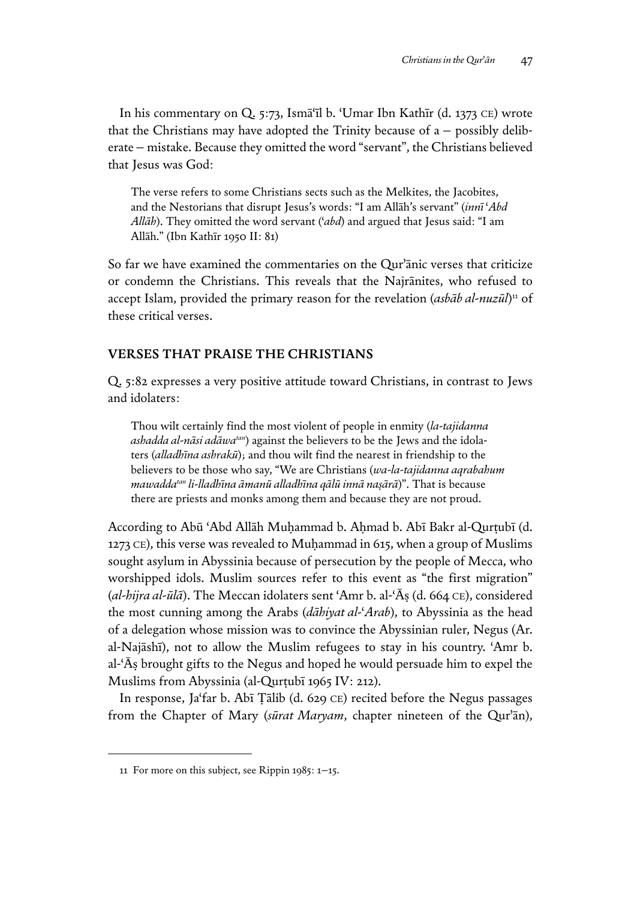In his commentary on Q. 5:73, Ismāʿīl b. ʿUmar Ibn Kathīr (d. 1373 CE) wrote that the Christians may have adopted the Trinity because of a – possibly deliberate – mistake. Because they omitted the word "servant", the Christians believed that Jesus was God:

> The verse refers to some Christians sects such as the Melkites, the Jacobites, and the Nestorians that disrupt Jesus's words: "I am Allāh's servant" (*innī ʿAbd Allāh*). They omitted the word servant (*ʿabd*) and argued that Jesus said: "I am Allāh." (Ibn Kathīr 1950 II: 81)

So far we have examined the commentaries on the Qurʾānic verses that criticize or condemn the Christians. This reveals that the Najrānites, who refused to accept Islam, provided the primary reason for the revelation (*asbāb al-nuzūl*)[11] of these critical verses.

## VERSES THAT PRAISE THE CHRISTIANS

Q. 5:82 expresses a very positive attitude toward Christians, in contrast to Jews and idolaters:

> Thou wilt certainly find the most violent of people in enmity (*la-tajidanna ashadda al-nāsi adāwa[tan]*) against the believers to be the Jews and the idolaters (*alladhīna ashrakū*); and thou wilt find the nearest in friendship to the believers to be those who say, "We are Christians (*wa-la-tajidanna aqrabahum mawadda[tan] li-lladhīna āmanū alladhīna qālū innā naṣārā*)". That is because there are priests and monks among them and because they are not proud.

According to Abū ʿAbd Allāh Muḥammad b. Aḥmad b. Abī Bakr al-Qurṭubī (d. 1273 CE), this verse was revealed to Muḥammad in 615, when a group of Muslims sought asylum in Abyssinia because of persecution by the people of Mecca, who worshipped idols. Muslim sources refer to this event as "the first migration" (*al-hijra al-ūlā*). The Meccan idolaters sent ʿAmr b. al-ʿĀṣ (d. 664 CE), considered the most cunning among the Arabs (*dāhiyat al-ʿArab*), to Abyssinia as the head of a delegation whose mission was to convince the Abyssinian ruler, Negus (Ar. al-Najāshī), not to allow the Muslim refugees to stay in his country. ʿAmr b. al-ʿĀṣ brought gifts to the Negus and hoped he would persuade him to expel the Muslims from Abyssinia (al-Qurṭubī 1965 IV: 212).

In response, Jaʿfar b. Abī Ṭālib (d. 629 CE) recited before the Negus passages from the Chapter of Mary (*sūrat Maryam*, chapter nineteen of the Qurʾān),

---

11 For more on this subject, see Rippin 1985: 1–15.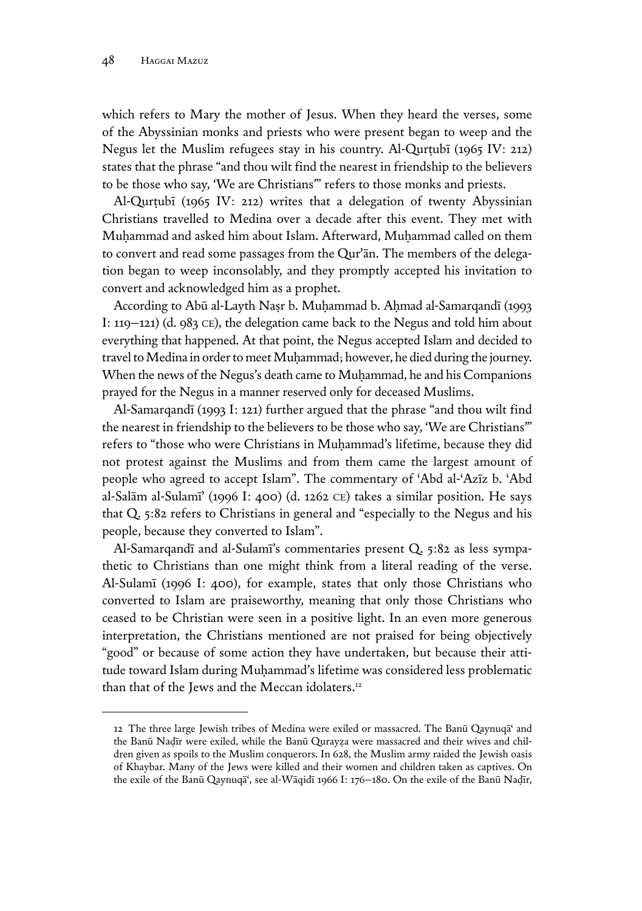which refers to Mary the mother of Jesus. When they heard the verses, some of the Abyssinian monks and priests who were present began to weep and the Negus let the Muslim refugees stay in his country. Al-Qurṭubī (1965 IV: 212) states that the phrase "and thou wilt find the nearest in friendship to the believers to be those who say, 'We are Christians'" refers to those monks and priests.

Al-Qurṭubī (1965 IV: 212) writes that a delegation of twenty Abyssinian Christians travelled to Medina over a decade after this event. They met with Muḥammad and asked him about Islam. Afterward, Muḥammad called on them to convert and read some passages from the Qur'ān. The members of the delegation began to weep inconsolably, and they promptly accepted his invitation to convert and acknowledged him as a prophet.

According to Abū al-Layth Naṣr b. Muḥammad b. Aḥmad al-Samarqandī (1993 I: 119–121) (d. 983 CE), the delegation came back to the Negus and told him about everything that happened. At that point, the Negus accepted Islam and decided to travel to Medina in order to meet Muḥammad; however, he died during the journey. When the news of the Negus's death came to Muḥammad, he and his Companions prayed for the Negus in a manner reserved only for deceased Muslims.

Al-Samarqandī (1993 I: 121) further argued that the phrase "and thou wilt find the nearest in friendship to the believers to be those who say, 'We are Christians'" refers to "those who were Christians in Muḥammad's lifetime, because they did not protest against the Muslims and from them came the largest amount of people who agreed to accept Islam". The commentary of 'Abd al-'Azīz b. 'Abd al-Salām al-Sulamī' (1996 I: 400) (d. 1262 CE) takes a similar position. He says that Q. 5:82 refers to Christians in general and "especially to the Negus and his people, because they converted to Islam".

Al-Samarqandī and al-Sulamī's commentaries present Q. 5:82 as less sympathetic to Christians than one might think from a literal reading of the verse. Al-Sulamī (1996 I: 400), for example, states that only those Christians who converted to Islam are praiseworthy, meaning that only those Christians who ceased to be Christian were seen in a positive light. In an even more generous interpretation, the Christians mentioned are not praised for being objectively "good" or because of some action they have undertaken, but because their attitude toward Islam during Muḥammad's lifetime was considered less problematic than that of the Jews and the Meccan idolaters.[12]

---

12 The three large Jewish tribes of Medina were exiled or massacred. The Banū Qaynuqā' and the Banū Naḍīr were exiled, while the Banū Qurayẓa were massacred and their wives and children given as spoils to the Muslim conquerors. In 628, the Muslim army raided the Jewish oasis of Khaybar. Many of the Jews were killed and their women and children taken as captives. On the exile of the Banū Qaynuqā', see al-Wāqidī 1966 I: 176–180. On the exile of the Banū Naḍīr,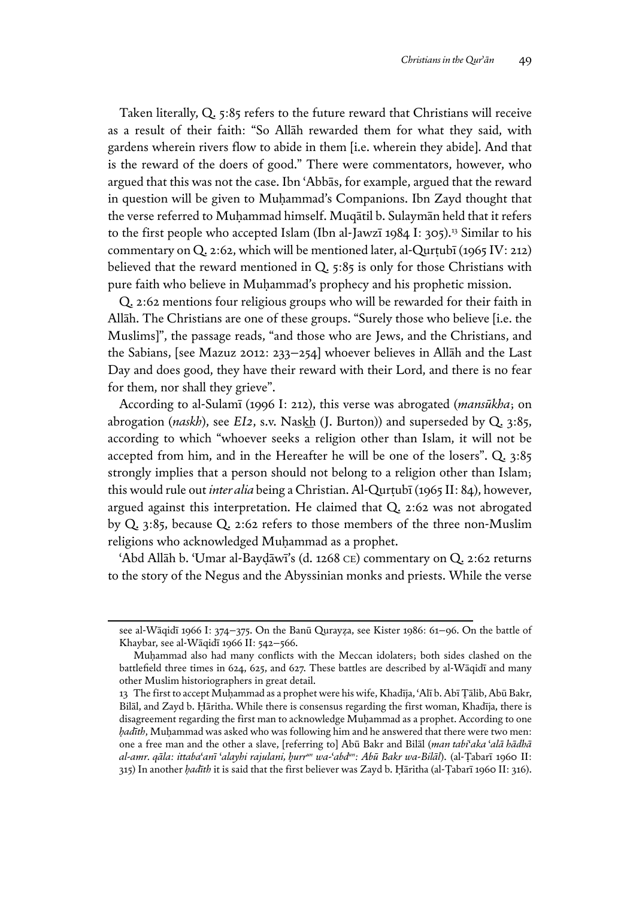Taken literally, Q. 5:85 refers to the future reward that Christians will receive as a result of their faith: "So Allāh rewarded them for what they said, with gardens wherein rivers flow to abide in them [i.e. wherein they abide]. And that is the reward of the doers of good." There were commentators, however, who argued that this was not the case. Ibn ʿAbbās, for example, argued that the reward in question will be given to Muḥammad's Companions. Ibn Zayd thought that the verse referred to Muḥammad himself. Muqātil b. Sulaymān held that it refers to the first people who accepted Islam (Ibn al-Jawzī 1984 I: 305).[13] Similar to his commentary on Q. 2:62, which will be mentioned later, al-Qurṭubī (1965 IV: 212) believed that the reward mentioned in Q. 5:85 is only for those Christians with pure faith who believe in Muḥammad's prophecy and his prophetic mission.

Q. 2:62 mentions four religious groups who will be rewarded for their faith in Allāh. The Christians are one of these groups. "Surely those who believe [i.e. the Muslims]", the passage reads, "and those who are Jews, and the Christians, and the Sabians, [see Mazuz 2012: 233–254] whoever believes in Allāh and the Last Day and does good, they have their reward with their Lord, and there is no fear for them, nor shall they grieve".

According to al-Sulamī (1996 I: 212), this verse was abrogated (*mansūkha*; on abrogation (*naskh*), see *EI2*, s.v. Naskh (J. Burton)) and superseded by Q. 3:85, according to which "whoever seeks a religion other than Islam, it will not be accepted from him, and in the Hereafter he will be one of the losers". Q. 3:85 strongly implies that a person should not belong to a religion other than Islam; this would rule out *inter alia* being a Christian. Al-Qurṭubī (1965 II: 84), however, argued against this interpretation. He claimed that Q. 2:62 was not abrogated by Q. 3:85, because Q. 2:62 refers to those members of the three non-Muslim religions who acknowledged Muḥammad as a prophet.

ʿAbd Allāh b. ʿUmar al-Bayḍāwī's (d. 1268 CE) commentary on Q. 2:62 returns to the story of the Negus and the Abyssinian monks and priests. While the verse

---

see al-Wāqidī 1966 I: 374–375. On the Banū Qurayẓa, see Kister 1986: 61–96. On the battle of Khaybar, see al-Wāqidī 1966 II: 542–566.

Muḥammad also had many conflicts with the Meccan idolaters; both sides clashed on the battlefield three times in 624, 625, and 627. These battles are described by al-Wāqidī and many other Muslim historiographers in great detail.

13 The first to accept Muḥammad as a prophet were his wife, Khadīja, ʿAlī b. Abī Ṭālib, Abū Bakr, Bilāl, and Zayd b. Ḥāritha. While there is consensus regarding the first woman, Khadīja, there is disagreement regarding the first man to acknowledge Muḥammad as a prophet. According to one *ḥadīth*, Muḥammad was asked who was following him and he answered that there were two men: one a free man and the other a slave, [referring to] Abū Bakr and Bilāl (*man tabiʿaka ʿalā hādhā al-amr. qāla: ittabaʿanī ʿalayhi rajulani, ḥurr[un] wa-ʿabd[un]: Abū Bakr wa-Bilāl*). (al-Ṭabarī 1960 II: 315) In another *ḥadīth* it is said that the first believer was Zayd b. Ḥāritha (al-Ṭabarī 1960 II: 316).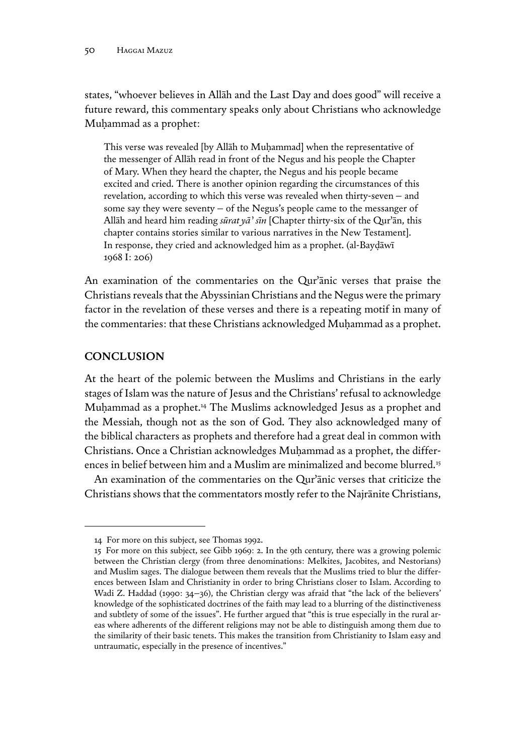states, "whoever believes in Allāh and the Last Day and does good" will receive a future reward, this commentary speaks only about Christians who acknowledge Muḥammad as a prophet:

> This verse was revealed [by Allāh to Muḥammad] when the representative of the messenger of Allāh read in front of the Negus and his people the Chapter of Mary. When they heard the chapter, the Negus and his people became excited and cried. There is another opinion regarding the circumstances of this revelation, according to which this verse was revealed when thirty-seven – and some say they were seventy – of the Negus's people came to the messanger of Allāh and heard him reading *sūrat yā' sīn* [Chapter thirty-six of the Qur'ān, this chapter contains stories similar to various narratives in the New Testament]. In response, they cried and acknowledged him as a prophet. (al-Bayḍāwī 1968 I: 206)

An examination of the commentaries on the Qur'ānic verses that praise the Christians reveals that the Abyssinian Christians and the Negus were the primary factor in the revelation of these verses and there is a repeating motif in many of the commentaries: that these Christians acknowledged Muḥammad as a prophet.

## CONCLUSION

At the heart of the polemic between the Muslims and Christians in the early stages of Islam was the nature of Jesus and the Christians' refusal to acknowledge Muḥammad as a prophet.[14] The Muslims acknowledged Jesus as a prophet and the Messiah, though not as the son of God. They also acknowledged many of the biblical characters as prophets and therefore had a great deal in common with Christians. Once a Christian acknowledges Muḥammad as a prophet, the differences in belief between him and a Muslim are minimalized and become blurred.[15]

An examination of the commentaries on the Qur'ānic verses that criticize the Christians shows that the commentators mostly refer to the Najrānite Christians,

---

14 For more on this subject, see Thomas 1992.

15 For more on this subject, see Gibb 1969: 2. In the 9th century, there was a growing polemic between the Christian clergy (from three denominations: Melkites, Jacobites, and Nestorians) and Muslim sages. The dialogue between them reveals that the Muslims tried to blur the differences between Islam and Christianity in order to bring Christians closer to Islam. According to Wadi Z. Haddad (1990: 34–36), the Christian clergy was afraid that "the lack of the believers' knowledge of the sophisticated doctrines of the faith may lead to a blurring of the distinctiveness and subtlety of some of the issues". He further argued that "this is true especially in the rural areas where adherents of the different religions may not be able to distinguish among them due to the similarity of their basic tenets. This makes the transition from Christianity to Islam easy and untraumatic, especially in the presence of incentives."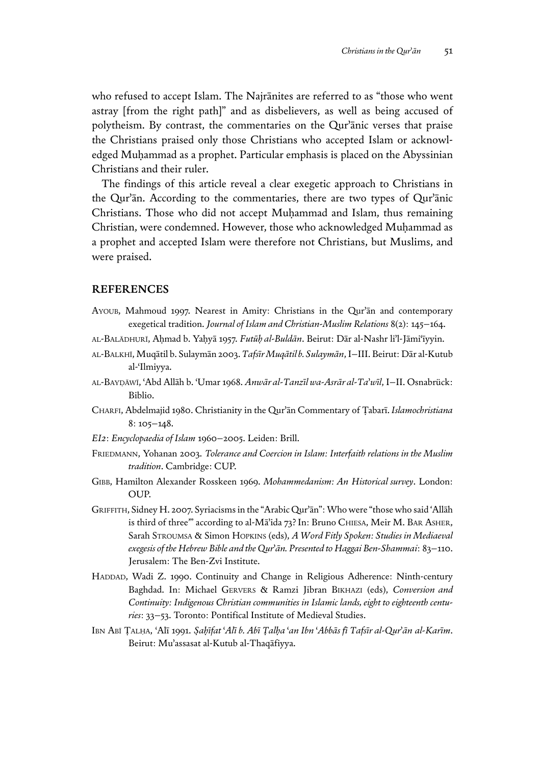who refused to accept Islam. The Najrānites are referred to as "those who went astray [from the right path]" and as disbelievers, as well as being accused of polytheism. By contrast, the commentaries on the Qur'ānic verses that praise the Christians praised only those Christians who accepted Islam or acknowledged Muḥammad as a prophet. Particular emphasis is placed on the Abyssinian Christians and their ruler.

The findings of this article reveal a clear exegetic approach to Christians in the Qur'ān. According to the commentaries, there are two types of Qur'ānic Christians. Those who did not accept Muḥammad and Islam, thus remaining Christian, were condemned. However, those who acknowledged Muḥammad as a prophet and accepted Islam were therefore not Christians, but Muslims, and were praised.

## REFERENCES

AYOUB, Mahmoud 1997. Nearest in Amity: Christians in the Qur'ān and contemporary exegetical tradition. *Journal of Islam and Christian-Muslim Relations* 8(2): 145–164.

AL-BALĀDHURĪ, Aḥmad b. Yaḥyā 1957. *Futūḥ al-Buldān*. Beirut: Dār al-Nashr li'l-Jāmi'īyyin.

AL-BALKHĪ, Muqātil b. Sulaymān 2003. *Tafsīr Muqātil b. Sulaymān*, I–III. Beirut: Dār al-Kutub al-'Ilmiyya.

AL-BAYḌĀWĪ, 'Abd Allāh b. 'Umar 1968. *Anwār al-Tanzīl wa-Asrār al-Ta'wīl*, I–II. Osnabrück: Biblio.

CHARFI, Abdelmajid 1980. Christianity in the Qur'ān Commentary of Ṭabarī. *Islamochristiana* 8: 105–148.

*EI2*: *Encyclopaedia of Islam* 1960–2005. Leiden: Brill.

FRIEDMANN, Yohanan 2003. *Tolerance and Coercion in Islam: Interfaith relations in the Muslim tradition*. Cambridge: CUP.

GIBB, Hamilton Alexander Rosskeen 1969. *Mohammedanism: An Historical survey*. London: OUP.

GRIFFITH, Sidney H. 2007. Syriacisms in the "Arabic Qur'ān": Who were "those who said 'Allāh is third of three'" according to al-Mā'ida 73? In: Bruno CHIESA, Meir M. BAR ASHER, Sarah STROUMSA & Simon HOPKINS (eds), *A Word Fitly Spoken: Studies in Mediaeval exegesis of the Hebrew Bible and the Qur'ān. Presented to Haggai Ben-Shammai*: 83–110. Jerusalem: The Ben-Zvi Institute.

HADDAD, Wadi Z. 1990. Continuity and Change in Religious Adherence: Ninth-century Baghdad. In: Michael GERVERS & Ramzi Jibran BIKHAZI (eds), *Conversion and Continuity: Indigenous Christian communities in Islamic lands, eight to eighteenth centuries*: 33–53. Toronto: Pontifical Institute of Medieval Studies.

IBN ABĪ ṬALḤA, 'Alī 1991. *Ṣaḥīfat 'Alī b. Abī Ṭalḥa 'an Ibn 'Abbās fī Tafsīr al-Qur'ān al-Karīm*. Beirut: Mu'assasat al-Kutub al-Thaqāfiyya.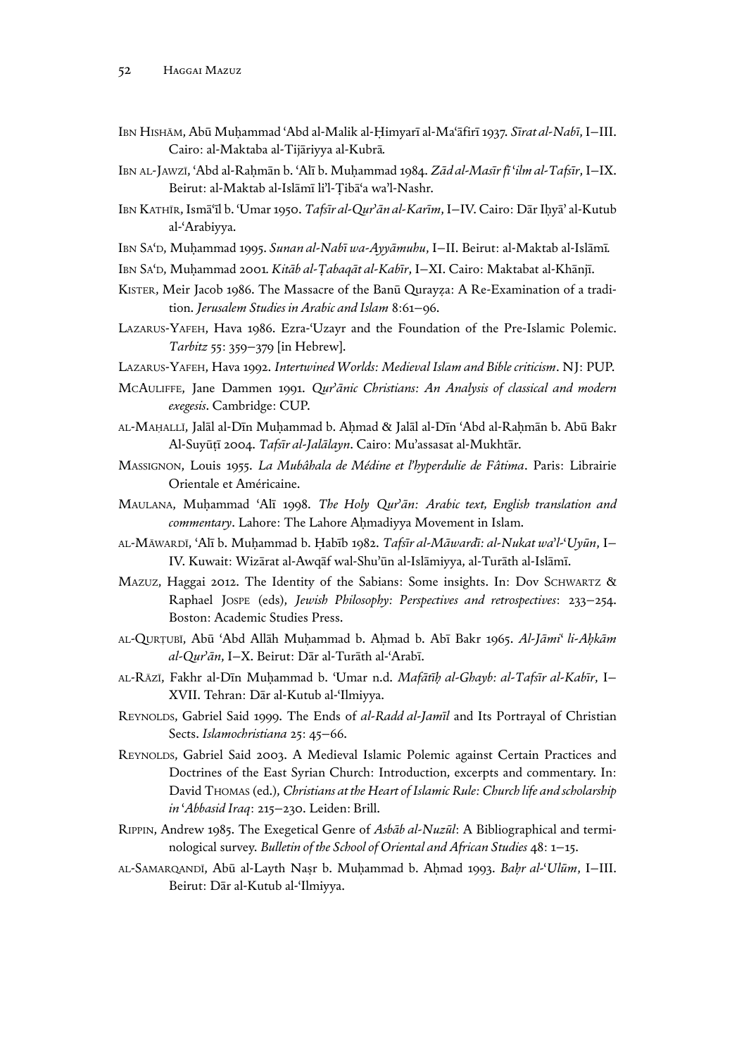Ibn Hishām, Abū Muḥammad ʿAbd al-Malik al-Ḥimyarī al-Maʿāfirī 1937. *Sīrat al-Nabī*, I–III. Cairo: al-Maktaba al-Tijāriyya al-Kubrā.

Ibn al-Jawzī, ʿAbd al-Raḥmān b. ʿAlī b. Muḥammad 1984. *Zād al-Masīr fī ʿilm al-Tafsīr*, I–IX. Beirut: al-Maktab al-Islāmī li'l-Ṭibāʿa wa'l-Nashr.

Ibn Kathīr, Ismāʿīl b. ʿUmar 1950. *Tafsīr al-Qur'ān al-Karīm*, I–IV. Cairo: Dār Iḥyā' al-Kutub al-ʿArabiyya.

Ibn Saʿd, Muḥammad 1995. *Sunan al-Nabī wa-Ayyāmuhu*, I–II. Beirut: al-Maktab al-Islāmī.

Ibn Saʿd, Muḥammad 2001. *Kitāb al-Ṭabaqāt al-Kabīr*, I–XI. Cairo: Maktabat al-Khānjī.

Kister, Meir Jacob 1986. The Massacre of the Banū Qurayẓa: A Re-Examination of a tradition. *Jerusalem Studies in Arabic and Islam* 8:61–96.

Lazarus-Yafeh, Hava 1986. Ezra-ʿUzayr and the Foundation of the Pre-Islamic Polemic. *Tarbitz* 55: 359–379 [in Hebrew].

Lazarus-Yafeh, Hava 1992. *Intertwined Worlds: Medieval Islam and Bible criticism*. NJ: PUP.

McAuliffe, Jane Dammen 1991. *Qur'ānic Christians: An Analysis of classical and modern exegesis*. Cambridge: CUP.

al-Maḥallī, Jalāl al-Dīn Muḥammad b. Aḥmad & Jalāl al-Dīn ʿAbd al-Raḥmān b. Abū Bakr Al-Suyūṭī 2004. *Tafsīr al-Jalālayn*. Cairo: Mu'assasat al-Mukhtār.

Massignon, Louis 1955. *La Mubâhala de Médine et l'hyperdulie de Fâtima*. Paris: Librairie Orientale et Américaine.

Maulana, Muḥammad ʿAlī 1998. *The Holy Qur'ān: Arabic text, English translation and commentary*. Lahore: The Lahore Aḥmadiyya Movement in Islam.

al-Māwardī, ʿAlī b. Muḥammad b. Ḥabīb 1982. *Tafsīr al-Māwardī: al-Nukat wa'l-ʿUyūn*, I–IV. Kuwait: Wizārat al-Awqāf wal-Shu'ūn al-Islāmiyya, al-Turāth al-Islāmī.

Mazuz, Haggai 2012. The Identity of the Sabians: Some insights. In: Dov Schwartz & Raphael Jospe (eds), *Jewish Philosophy: Perspectives and retrospectives*: 233–254. Boston: Academic Studies Press.

al-Qurṭubī, Abū ʿAbd Allāh Muḥammad b. Aḥmad b. Abī Bakr 1965. *Al-Jāmiʿ li-Aḥkām al-Qur'ān*, I–X. Beirut: Dār al-Turāth al-ʿArabī.

al-Rāzī, Fakhr al-Dīn Muḥammad b. ʿUmar n.d. *Mafātīḥ al-Ghayb: al-Tafsīr al-Kabīr*, I–XVII. Tehran: Dār al-Kutub al-ʿIlmiyya.

Reynolds, Gabriel Said 1999. The Ends of *al-Radd al-Jamīl* and Its Portrayal of Christian Sects. *Islamochristiana* 25: 45–66.

Reynolds, Gabriel Said 2003. A Medieval Islamic Polemic against Certain Practices and Doctrines of the East Syrian Church: Introduction, excerpts and commentary. In: David Thomas (ed.), *Christians at the Heart of Islamic Rule: Church life and scholarship in ʿAbbasid Iraq*: 215–230. Leiden: Brill.

Rippin, Andrew 1985. The Exegetical Genre of *Asbāb al-Nuzūl*: A Bibliographical and terminological survey. *Bulletin of the School of Oriental and African Studies* 48: 1–15.

al-Samarqandī, Abū al-Layth Naṣr b. Muḥammad b. Aḥmad 1993. *Baḥr al-ʿUlūm*, I–III. Beirut: Dār al-Kutub al-ʿIlmiyya.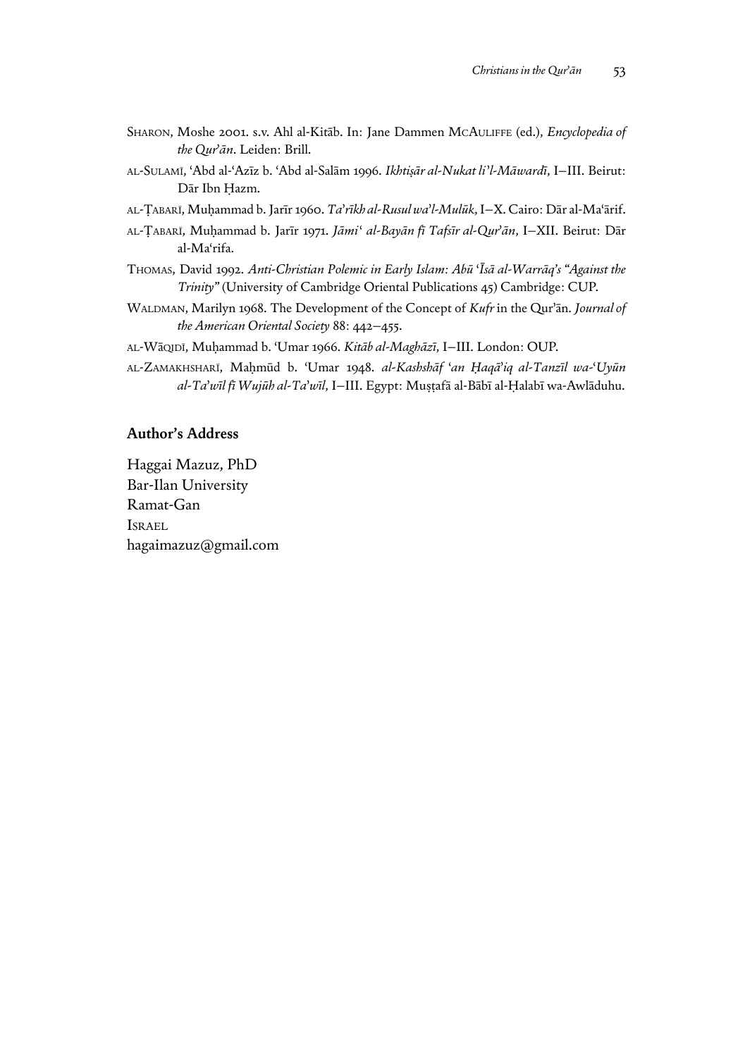SHARON, Moshe 2001. s.v. Ahl al-Kitāb. In: Jane Dammen MCAULIFFE (ed.), *Encyclopedia of the Qur'ān*. Leiden: Brill.

AL-SULAMĪ, ʿAbd al-ʿAzīz b. ʿAbd al-Salām 1996. *Ikhtiṣār al-Nukat li'l-Māwardī*, I–III. Beirut: Dār Ibn Ḥazm.

AL-ṬABARĪ, Muḥammad b. Jarīr 1960. *Ta'rīkh al-Rusul wa'l-Mulūk*, I–X. Cairo: Dār al-Maʿārif.

AL-ṬABARĪ, Muḥammad b. Jarīr 1971. *Jāmiʿ al-Bayān fī Tafsīr al-Qur'ān*, I–XII. Beirut: Dār al-Maʿrifa.

THOMAS, David 1992. *Anti-Christian Polemic in Early Islam: Abū ʿĪsā al-Warrāq's "Against the Trinity"* (University of Cambridge Oriental Publications 45) Cambridge: CUP.

WALDMAN, Marilyn 1968. The Development of the Concept of *Kufr* in the Qur'ān. *Journal of the American Oriental Society* 88: 442–455.

AL-WĀQIDĪ, Muḥammad b. ʿUmar 1966. *Kitāb al-Maghāzī*, I–III. London: OUP.

AL-ZAMAKHSHARĪ, Maḥmūd b. ʿUmar 1948. *al-Kashshāf ʿan Ḥaqā'iq al-Tanzīl wa-ʿUyūn al-Ta'wīl fī Wujūh al-Ta'wīl*, I–III. Egypt: Muṣṭafā al-Bābī al-Ḥalabī wa-Awlāduhu.

## Author's Address

Haggai Mazuz, PhD
Bar-Ilan University
Ramat-Gan
ISRAEL
hagaimazuz@gmail.com